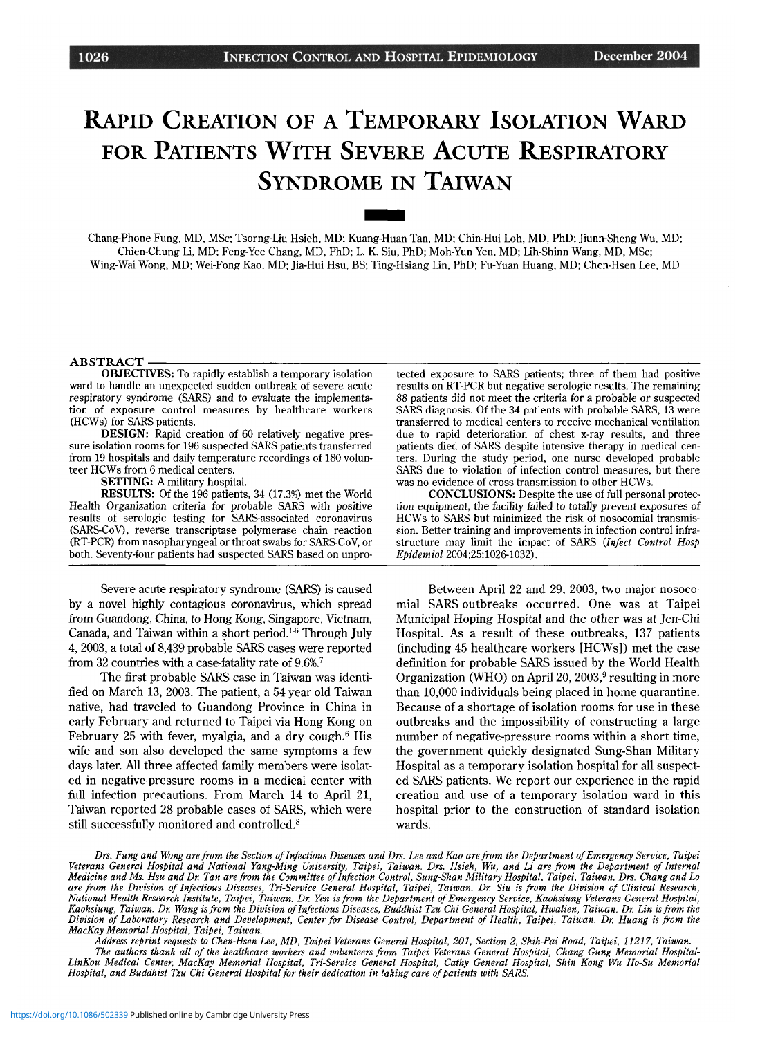# Rapid Creation of a Temporary Isolation Ward for Patients With Severe Acute Respiratory Syndrome in Taiwan

Chang-Phone Fung, MD, MSc; Tsorng-Liu Hsieh, MD; Kuang-Huan Tan, MD; Chin-Hui Loh, MD, PhD; Jiunn-Sheng Wu, MD; Chien-Chung Li, MD; Feng-Yee Chang, MD, PhD; L. K. Siu, PhD; Moh-Yun Yen, MD; Lih-Shinn Wang, MD, MSc; Wing-Wai Wong, MD; Wei-Fong Kao, MD; Jia-Hui Hsu, BS; Ting-Hsiang Lin, PhD; Fu-Yuan Huang, MD; Chen-Hsen Lee, MD

## ABSTRACT

**OBJECTIVES:** To rapidly establish a temporary isolation ward to handle an unexpected sudden outbreak of severe acute respiratory syndrome (SARS) and to evaluate the implementation of exposure control measures by healthcare workers (HCWs) for SARS patients.

**DESIGN:** Rapid creation of 60 relatively negative pressure isolation rooms for 196 suspected SARS patients transferred from 19 hospitals and daily temperature recordings of 180 volunteer HCWs from 6 medical centers.

**SETTING:** A military hospital.

**RESULTS:** Of the 196 patients, 34 (17.3%) met the World Health Organization criteria for probable SARS with positive results of serologic testing for SARS-associated coronavirus (SARS-CoV), reverse transcriptase polymerase chain reaction (RT-PCR) from nasopharyngeal or throat swabs for SARS-CoV, or both. Seventy-four patients had suspected SARS based on unprotected exposure to SARS patients; three of them had positive results on RT-PCR but negative serologic results. The remaining 88 patients did not meet the criteria for a probable or suspected SARS diagnosis. Of the 34 patients with probable SARS, 13 were transferred to medical centers to receive mechanical ventilation due to rapid deterioration of chest x-ray results, and three patients died of SARS despite intensive therapy in medical centers. During the study period, one nurse developed probable SARS due to violation of infection control measures, but there was no evidence of cross-transmission to other HCWs.

**CONCLUSIONS:** Despite the use of full personal protection equipment, the facility failed to totally prevent exposures of HCWs to SARS but minimized the risk of nosocomial transmission. Better training and improvements in infection control infrastructure may limit the impact of SARS (*Infect Control Hosp Epidemiol* 2004;25:1026-1032).

Severe acute respiratory syndrome (SARS) is caused by a novel highly contagious coronavirus, which spread from Guandong, China, to Hong Kong, Singapore, Vietnam, Canada, and Taiwan within a short period.[1-6] Through July 4, 2003, a total of 8,439 probable SARS cases were reported from 32 countries with a case-fatality rate of 9.6%.[7]

The first probable SARS case in Taiwan was identified on March 13, 2003. The patient, a 54-year-old Taiwan native, had traveled to Guandong Province in China in early February and returned to Taipei via Hong Kong on February 25 with fever, myalgia, and a dry cough.[6] His wife and son also developed the same symptoms a few days later. All three affected family members were isolated in negative-pressure rooms in a medical center with full infection precautions. From March 14 to April 21, Taiwan reported 28 probable cases of SARS, which were still successfully monitored and controlled.[8]

Between April 22 and 29, 2003, two major nosocomial SARS outbreaks occurred. One was at Taipei Municipal Hoping Hospital and the other was at Jen-Chi Hospital. As a result of these outbreaks, 137 patients (including 45 healthcare workers [HCWs]) met the case definition for probable SARS issued by the World Health Organization (WHO) on April 20, 2003,[9] resulting in more than 10,000 individuals being placed in home quarantine. Because of a shortage of isolation rooms for use in these outbreaks and the impossibility of constructing a large number of negative-pressure rooms within a short time, the government quickly designated Sung-Shan Military Hospital as a temporary isolation hospital for all suspected SARS patients. We report our experience in the rapid creation and use of a temporary isolation ward in this hospital prior to the construction of standard isolation wards.

*Drs. Fung and Wong are from the Section of Infectious Diseases and Drs. Lee and Kao are from the Department of Emergency Service, Taipei Veterans General Hospital and National Yang-Ming University, Taipei, Taiwan. Drs. Hsieh, Wu, and Li are from the Department of Internal Medicine and Ms. Hsu and Dr. Tan are from the Committee of Infection Control, Sung-Shan Military Hospital, Taipei, Taiwan. Drs. Chang and Lo are from the Division of Infectious Diseases, Tri-Service General Hospital, Taipei, Taiwan. Dr. Siu is from the Division of Clinical Research, National Health Research Institute, Taipei, Taiwan. Dr. Yen is from the Department of Emergency Service, Kaohsiung Veterans General Hospital, Kaohsiung, Taiwan. Dr. Wang is from the Division of Infectious Diseases, Buddhist Tzu Chi General Hospital, Hwalien, Taiwan. Dr. Lin is from the Division of Laboratory Research and Development, Center for Disease Control, Department of Health, Taipei, Taiwan. Dr. Huang is from the MacKay Memorial Hospital, Taipei, Taiwan.*

*Address reprint requests to Chen-Hsen Lee, MD, Taipei Veterans General Hospital, 201, Section 2, Shih-Pai Road, Taipei, 11217, Taiwan.*

*The authors thank all of the healthcare workers and volunteers from Taipei Veterans General Hospital, Chang Gung Memorial Hospital-LinKou Medical Center, MacKay Memorial Hospital, Tri-Service General Hospital, Cathy General Hospital, Shin Kong Wu Ho-Su Memorial Hospital, and Buddhist Tzu Chi General Hospital for their dedication in taking care of patients with SARS.*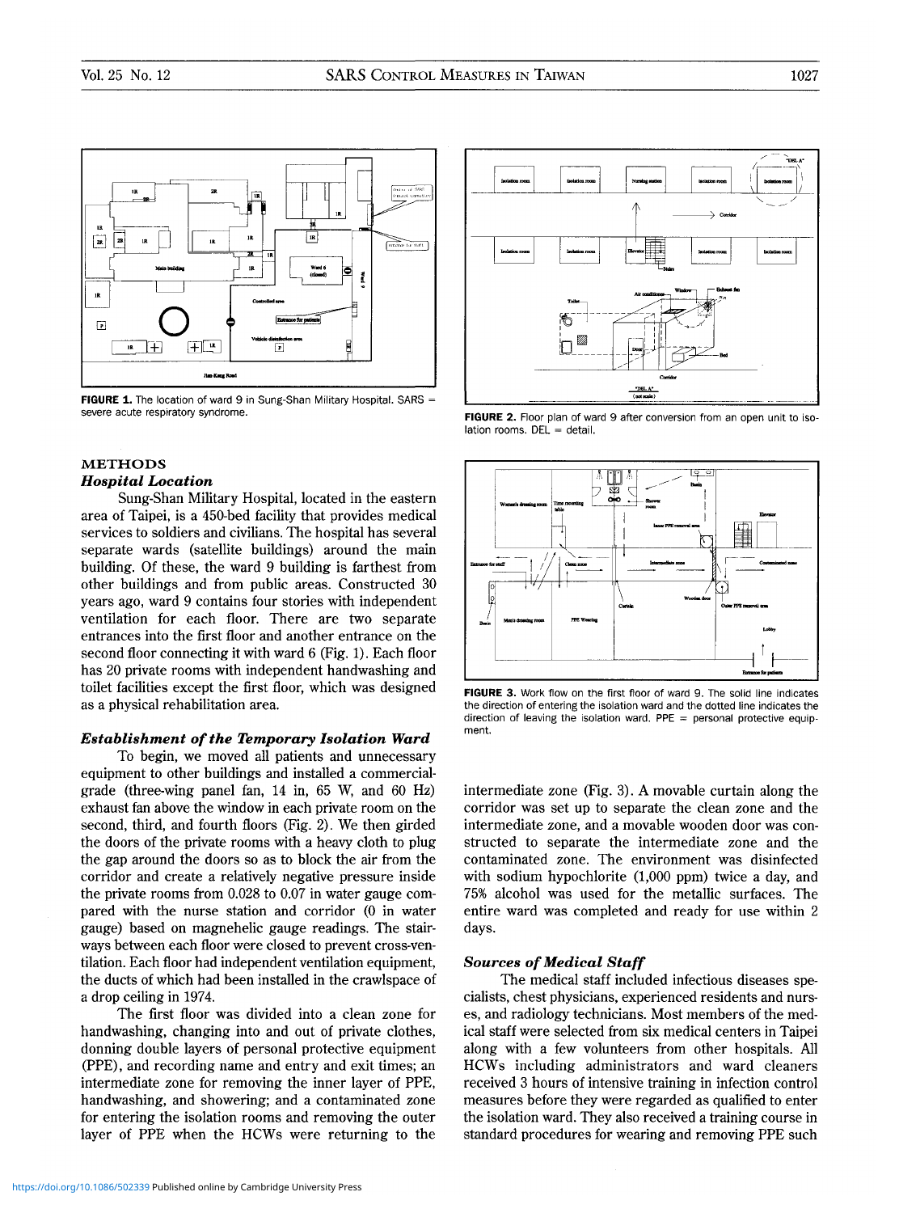FIGURE 1. The location of ward 9 in Sung-Shan Military Hospital. SARS = severe acute respiratory syndrome.

FIGURE 2. Floor plan of ward 9 after conversion from an open unit to isolation rooms. DEL = detail.

FIGURE 3. Work flow on the first floor of ward 9. The solid line indicates the direction of entering the isolation ward and the dotted line indicates the direction of leaving the isolation ward. PPE = personal protective equipment.

## METHODS

### *Hospital Location*

Sung-Shan Military Hospital, located in the eastern area of Taipei, is a 450-bed facility that provides medical services to soldiers and civilians. The hospital has several separate wards (satellite buildings) around the main building. Of these, the ward 9 building is farthest from other buildings and from public areas. Constructed 30 years ago, ward 9 contains four stories with independent ventilation for each floor. There are two separate entrances into the first floor and another entrance on the second floor connecting it with ward 6 (Fig. 1). Each floor has 20 private rooms with independent handwashing and toilet facilities except the first floor, which was designed as a physical rehabilitation area.

### *Establishment of the Temporary Isolation Ward*

To begin, we moved all patients and unnecessary equipment to other buildings and installed a commercial-grade (three-wing panel fan, 14 in, 65 W, and 60 Hz) exhaust fan above the window in each private room on the second, third, and fourth floors (Fig. 2). We then girded the doors of the private rooms with a heavy cloth to plug the gap around the doors so as to block the air from the corridor and create a relatively negative pressure inside the private rooms from 0.028 to 0.07 in water gauge compared with the nurse station and corridor (0 in water gauge) based on magnehelic gauge readings. The stairways between each floor were closed to prevent cross-ventilation. Each floor had independent ventilation equipment, the ducts of which had been installed in the crawlspace of a drop ceiling in 1974.

The first floor was divided into a clean zone for handwashing, changing into and out of private clothes, donning double layers of personal protective equipment (PPE), and recording name and entry and exit times; an intermediate zone for removing the inner layer of PPE, handwashing, and showering; and a contaminated zone for entering the isolation rooms and removing the outer layer of PPE when the HCWs were returning to the intermediate zone (Fig. 3). A movable curtain along the corridor was set up to separate the clean zone and the intermediate zone, and a movable wooden door was constructed to separate the intermediate zone and the contaminated zone. The environment was disinfected with sodium hypochlorite (1,000 ppm) twice a day, and 75% alcohol was used for the metallic surfaces. The entire ward was completed and ready for use within 2 days.

### *Sources of Medical Staff*

The medical staff included infectious diseases specialists, chest physicians, experienced residents and nurses, and radiology technicians. Most members of the medical staff were selected from six medical centers in Taipei along with a few volunteers from other hospitals. All HCWs including administrators and ward cleaners received 3 hours of intensive training in infection control measures before they were regarded as qualified to enter the isolation ward. They also received a training course in standard procedures for wearing and removing PPE such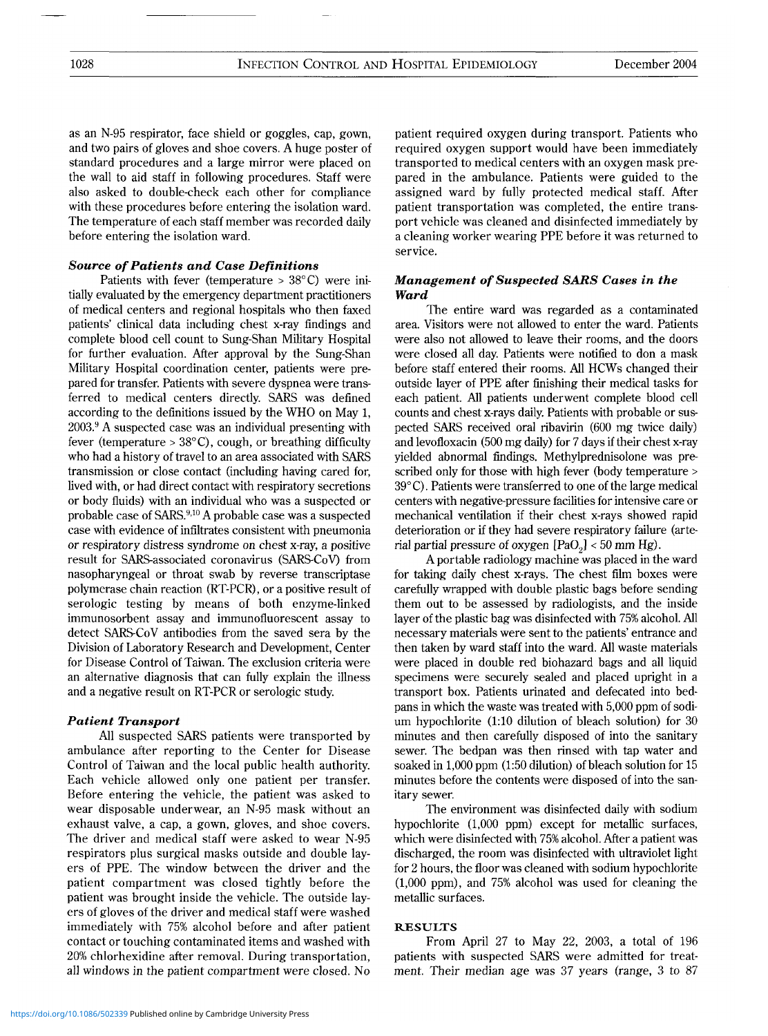as an N-95 respirator, face shield or goggles, cap, gown, and two pairs of gloves and shoe covers. A huge poster of standard procedures and a large mirror were placed on the wall to aid staff in following procedures. Staff were also asked to double-check each other for compliance with these procedures before entering the isolation ward. The temperature of each staff member was recorded daily before entering the isolation ward.

### *Source of Patients and Case Definitions*

Patients with fever (temperature > 38°C) were initially evaluated by the emergency department practitioners of medical centers and regional hospitals who then faxed patients' clinical data including chest x-ray findings and complete blood cell count to Sung-Shan Military Hospital for further evaluation. After approval by the Sung-Shan Military Hospital coordination center, patients were prepared for transfer. Patients with severe dyspnea were transferred to medical centers directly. SARS was defined according to the definitions issued by the WHO on May 1, 2003.[9] A suspected case was an individual presenting with fever (temperature > 38°C), cough, or breathing difficulty who had a history of travel to an area associated with SARS transmission or close contact (including having cared for, lived with, or had direct contact with respiratory secretions or body fluids) with an individual who was a suspected or probable case of SARS.[9,10] A probable case was a suspected case with evidence of infiltrates consistent with pneumonia or respiratory distress syndrome on chest x-ray, a positive result for SARS-associated coronavirus (SARS-CoV) from nasopharyngeal or throat swab by reverse transcriptase polymerase chain reaction (RT-PCR), or a positive result of serologic testing by means of both enzyme-linked immunosorbent assay and immunofluorescent assay to detect SARS-CoV antibodies from the saved sera by the Division of Laboratory Research and Development, Center for Disease Control of Taiwan. The exclusion criteria were an alternative diagnosis that can fully explain the illness and a negative result on RT-PCR or serologic study.

### *Patient Transport*

All suspected SARS patients were transported by ambulance after reporting to the Center for Disease Control of Taiwan and the local public health authority. Each vehicle allowed only one patient per transfer. Before entering the vehicle, the patient was asked to wear disposable underwear, an N-95 mask without an exhaust valve, a cap, a gown, gloves, and shoe covers. The driver and medical staff were asked to wear N-95 respirators plus surgical masks outside and double layers of PPE. The window between the driver and the patient compartment was closed tightly before the patient was brought inside the vehicle. The outside layers of gloves of the driver and medical staff were washed immediately with 75% alcohol before and after patient contact or touching contaminated items and washed with 20% chlorhexidine after removal. During transportation, all windows in the patient compartment were closed. No patient required oxygen during transport. Patients who required oxygen support would have been immediately transported to medical centers with an oxygen mask prepared in the ambulance. Patients were guided to the assigned ward by fully protected medical staff. After patient transportation was completed, the entire transport vehicle was cleaned and disinfected immediately by a cleaning worker wearing PPE before it was returned to service.

### *Management of Suspected SARS Cases in the Ward*

The entire ward was regarded as a contaminated area. Visitors were not allowed to enter the ward. Patients were also not allowed to leave their rooms, and the doors were closed all day. Patients were notified to don a mask before staff entered their rooms. All HCWs changed their outside layer of PPE after finishing their medical tasks for each patient. All patients underwent complete blood cell counts and chest x-rays daily. Patients with probable or suspected SARS received oral ribavirin (600 mg twice daily) and levofloxacin (500 mg daily) for 7 days if their chest x-ray yielded abnormal findings. Methylprednisolone was prescribed only for those with high fever (body temperature > 39°C). Patients were transferred to one of the large medical centers with negative-pressure facilities for intensive care or mechanical ventilation if their chest x-rays showed rapid deterioration or if they had severe respiratory failure (arterial partial pressure of oxygen [$PaO_2$] < 50 mm Hg).

A portable radiology machine was placed in the ward for taking daily chest x-rays. The chest film boxes were carefully wrapped with double plastic bags before sending them out to be assessed by radiologists, and the inside layer of the plastic bag was disinfected with 75% alcohol. All necessary materials were sent to the patients' entrance and then taken by ward staff into the ward. All waste materials were placed in double red biohazard bags and all liquid specimens were securely sealed and placed upright in a transport box. Patients urinated and defecated into bedpans in which the waste was treated with 5,000 ppm of sodium hypochlorite (1:10 dilution of bleach solution) for 30 minutes and then carefully disposed of into the sanitary sewer. The bedpan was then rinsed with tap water and soaked in 1,000 ppm (1:50 dilution) of bleach solution for 15 minutes before the contents were disposed of into the sanitary sewer.

The environment was disinfected daily with sodium hypochlorite (1,000 ppm) except for metallic surfaces, which were disinfected with 75% alcohol. After a patient was discharged, the room was disinfected with ultraviolet light for 2 hours, the floor was cleaned with sodium hypochlorite (1,000 ppm), and 75% alcohol was used for cleaning the metallic surfaces.

## RESULTS

From April 27 to May 22, 2003, a total of 196 patients with suspected SARS were admitted for treatment. Their median age was 37 years (range, 3 to 87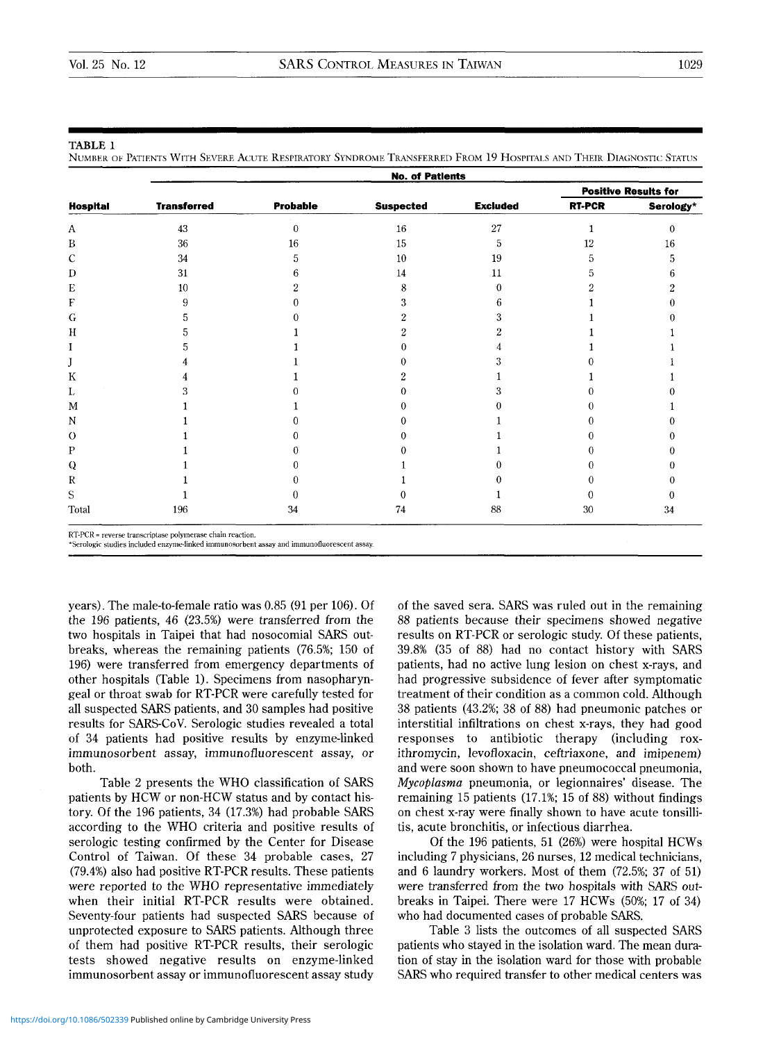**TABLE 1**

Number of Patients With Severe Acute Respiratory Syndrome Transferred From 19 Hospitals and Their Diagnostic Status

| Hospital | No. of Patients | | | | | |
|---|---|---|---|---|---|---|
| | | | | | Positive Results for | |
| | Transferred | Probable | Suspected | Excluded | RT-PCR | Serology* |
| A | 43 | 0 | 16 | 27 | 1 | 0 |
| B | 36 | 16 | 15 | 5 | 12 | 16 |
| C | 34 | 5 | 10 | 19 | 5 | 5 |
| D | 31 | 6 | 14 | 11 | 5 | 6 |
| E | 10 | 2 | 8 | 0 | 2 | 2 |
| F | 9 | 0 | 3 | 6 | 1 | 0 |
| G | 5 | 0 | 2 | 3 | 1 | 0 |
| H | 5 | 1 | 2 | 2 | 1 | 1 |
| I | 5 | 1 | 0 | 4 | 1 | 1 |
| J | 4 | 1 | 0 | 3 | 0 | 1 |
| K | 4 | 1 | 2 | 1 | 1 | 1 |
| L | 3 | 0 | 0 | 3 | 0 | 0 |
| M | 1 | 1 | 0 | 0 | 0 | 1 |
| N | 1 | 0 | 0 | 1 | 0 | 0 |
| O | 1 | 0 | 0 | 1 | 0 | 0 |
| P | 1 | 0 | 0 | 1 | 0 | 0 |
| Q | 1 | 0 | 1 | 0 | 0 | 0 |
| R | 1 | 0 | 1 | 0 | 0 | 0 |
| S | 1 | 0 | 0 | 1 | 0 | 0 |
| Total | 196 | 34 | 74 | 88 | 30 | 34 |

RT-PCR = reverse transcriptase polymerase chain reaction.
*Serologic studies included enzyme-linked immunosorbent assay and immunofluorescent assay.

years). The male-to-female ratio was 0.85 (91 per 106). Of the 196 patients, 46 (23.5%) were transferred from the two hospitals in Taipei that had nosocomial SARS outbreaks, whereas the remaining patients (76.5%; 150 of 196) were transferred from emergency departments of other hospitals (Table 1). Specimens from nasopharyngeal or throat swab for RT-PCR were carefully tested for all suspected SARS patients, and 30 samples had positive results for SARS-CoV. Serologic studies revealed a total of 34 patients had positive results by enzyme-linked immunosorbent assay, immunofluorescent assay, or both.

Table 2 presents the WHO classification of SARS patients by HCW or non-HCW status and by contact history. Of the 196 patients, 34 (17.3%) had probable SARS according to the WHO criteria and positive results of serologic testing confirmed by the Center for Disease Control of Taiwan. Of these 34 probable cases, 27 (79.4%) also had positive RT-PCR results. These patients were reported to the WHO representative immediately when their initial RT-PCR results were obtained. Seventy-four patients had suspected SARS because of unprotected exposure to SARS patients. Although three of them had positive RT-PCR results, their serologic tests showed negative results on enzyme-linked immunosorbent assay or immunofluorescent assay study of the saved sera. SARS was ruled out in the remaining 88 patients because their specimens showed negative results on RT-PCR or serologic study. Of these patients, 39.8% (35 of 88) had no contact history with SARS patients, had no active lung lesion on chest x-rays, and had progressive subsidence of fever after symptomatic treatment of their condition as a common cold. Although 38 patients (43.2%; 38 of 88) had pneumonic patches or interstitial infiltrations on chest x-rays, they had good responses to antibiotic therapy (including roxithromycin, levofloxacin, ceftriaxone, and imipenem) and were soon shown to have pneumococcal pneumonia, *Mycoplasma* pneumonia, or legionnaires' disease. The remaining 15 patients (17.1%; 15 of 88) without findings on chest x-ray were finally shown to have acute tonsillitis, acute bronchitis, or infectious diarrhea.

Of the 196 patients, 51 (26%) were hospital HCWs including 7 physicians, 26 nurses, 12 medical technicians, and 6 laundry workers. Most of them (72.5%; 37 of 51) were transferred from the two hospitals with SARS outbreaks in Taipei. There were 17 HCWs (50%; 17 of 34) who had documented cases of probable SARS.

Table 3 lists the outcomes of all suspected SARS patients who stayed in the isolation ward. The mean duration of stay in the isolation ward for those with probable SARS who required transfer to other medical centers was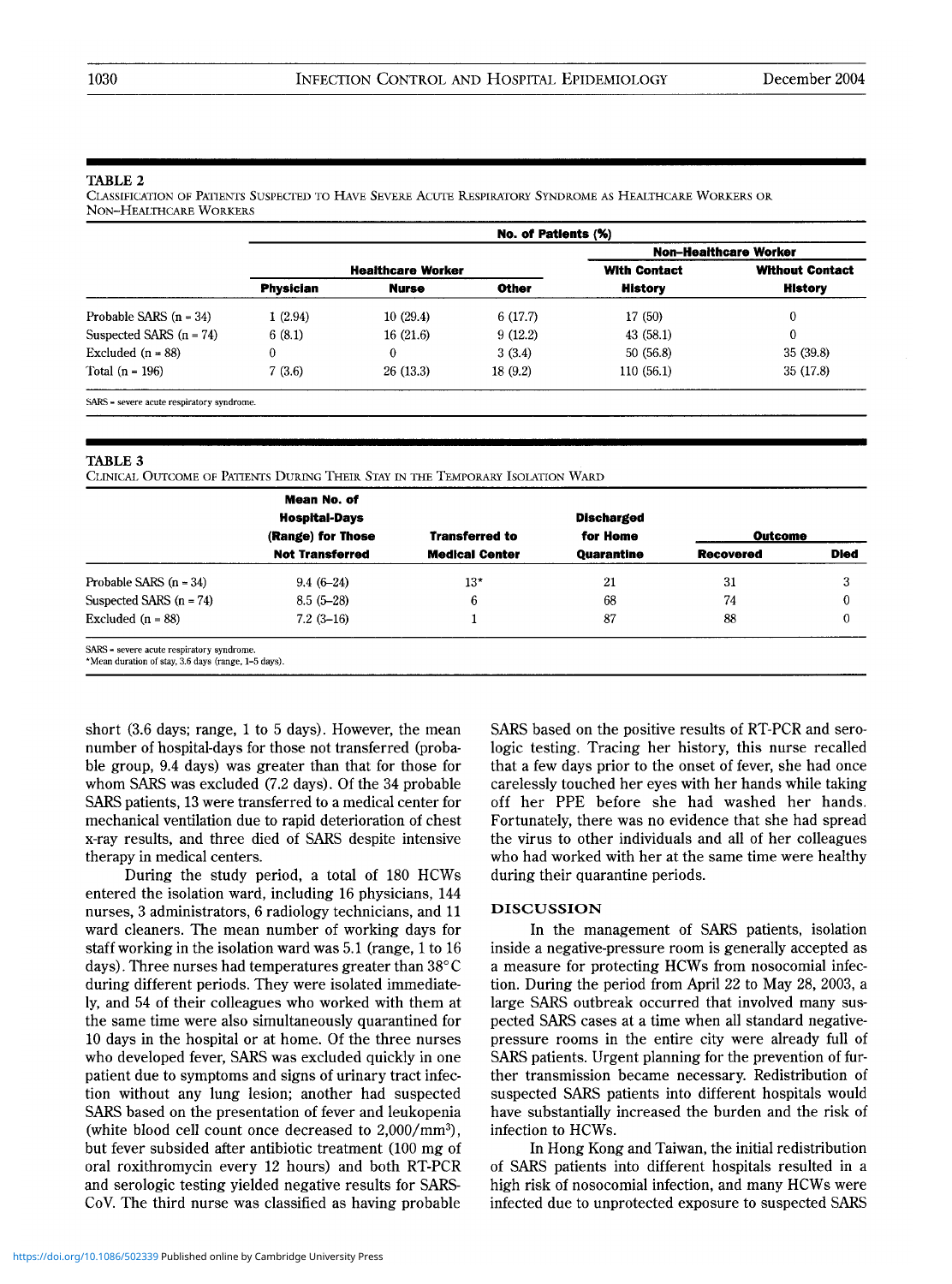**TABLE 2**
CLASSIFICATION OF PATIENTS SUSPECTED TO HAVE SEVERE ACUTE RESPIRATORY SYNDROME AS HEALTHCARE WORKERS OR NON–HEALTHCARE WORKERS

| | No. of Patients (%) | | | | |
|---|---|---|---|---|---|
| | Healthcare Worker | | | Non–Healthcare Worker | |
| | Physician | Nurse | Other | With Contact History | Without Contact History |
| Probable SARS (n = 34) | 1 (2.94) | 10 (29.4) | 6 (17.7) | 17 (50) | 0 |
| Suspected SARS (n = 74) | 6 (8.1) | 16 (21.6) | 9 (12.2) | 43 (58.1) | 0 |
| Excluded (n = 88) | 0 | 0 | 3 (3.4) | 50 (56.8) | 35 (39.8) |
| Total (n = 196) | 7 (3.6) | 26 (13.3) | 18 (9.2) | 110 (56.1) | 35 (17.8) |

SARS = severe acute respiratory syndrome.

**TABLE 3**
CLINICAL OUTCOME OF PATIENTS DURING THEIR STAY IN THE TEMPORARY ISOLATION WARD

| | Mean No. of Hospital-Days (Range) for Those Not Transferred | Transferred to Medical Center | Discharged for Home Quarantine | Outcome | |
|---|---|---|---|---|---|
| | | | | Recovered | Died |
| Probable SARS (n = 34) | 9.4 (6–24) | 13* | 21 | 31 | 3 |
| Suspected SARS (n = 74) | 8.5 (5–28) | 6 | 68 | 74 | 0 |
| Excluded (n = 88) | 7.2 (3–16) | 1 | 87 | 88 | 0 |

SARS = severe acute respiratory syndrome.
*Mean duration of stay, 3.6 days (range, 1–5 days).

short (3.6 days; range, 1 to 5 days). However, the mean number of hospital-days for those not transferred (probable group, 9.4 days) was greater than that for those for whom SARS was excluded (7.2 days). Of the 34 probable SARS patients, 13 were transferred to a medical center for mechanical ventilation due to rapid deterioration of chest x-ray results, and three died of SARS despite intensive therapy in medical centers.

During the study period, a total of 180 HCWs entered the isolation ward, including 16 physicians, 144 nurses, 3 administrators, 6 radiology technicians, and 11 ward cleaners. The mean number of working days for staff working in the isolation ward was 5.1 (range, 1 to 16 days). Three nurses had temperatures greater than 38°C during different periods. They were isolated immediately, and 54 of their colleagues who worked with them at the same time were also simultaneously quarantined for 10 days in the hospital or at home. Of the three nurses who developed fever, SARS was excluded quickly in one patient due to symptoms and signs of urinary tract infection without any lung lesion; another had suspected SARS based on the presentation of fever and leukopenia (white blood cell count once decreased to 2,000/mm$^3$), but fever subsided after antibiotic treatment (100 mg of oral roxithromycin every 12 hours) and both RT-PCR and serologic testing yielded negative results for SARS-CoV. The third nurse was classified as having probable SARS based on the positive results of RT-PCR and serologic testing. Tracing her history, this nurse recalled that a few days prior to the onset of fever, she had once carelessly touched her eyes with her hands while taking off her PPE before she had washed her hands. Fortunately, there was no evidence that she had spread the virus to other individuals and all of her colleagues who had worked with her at the same time were healthy during their quarantine periods.

## DISCUSSION

In the management of SARS patients, isolation inside a negative-pressure room is generally accepted as a measure for protecting HCWs from nosocomial infection. During the period from April 22 to May 28, 2003, a large SARS outbreak occurred that involved many suspected SARS cases at a time when all standard negative-pressure rooms in the entire city were already full of SARS patients. Urgent planning for the prevention of further transmission became necessary. Redistribution of suspected SARS patients into different hospitals would have substantially increased the burden and the risk of infection to HCWs.

In Hong Kong and Taiwan, the initial redistribution of SARS patients into different hospitals resulted in a high risk of nosocomial infection, and many HCWs were infected due to unprotected exposure to suspected SARS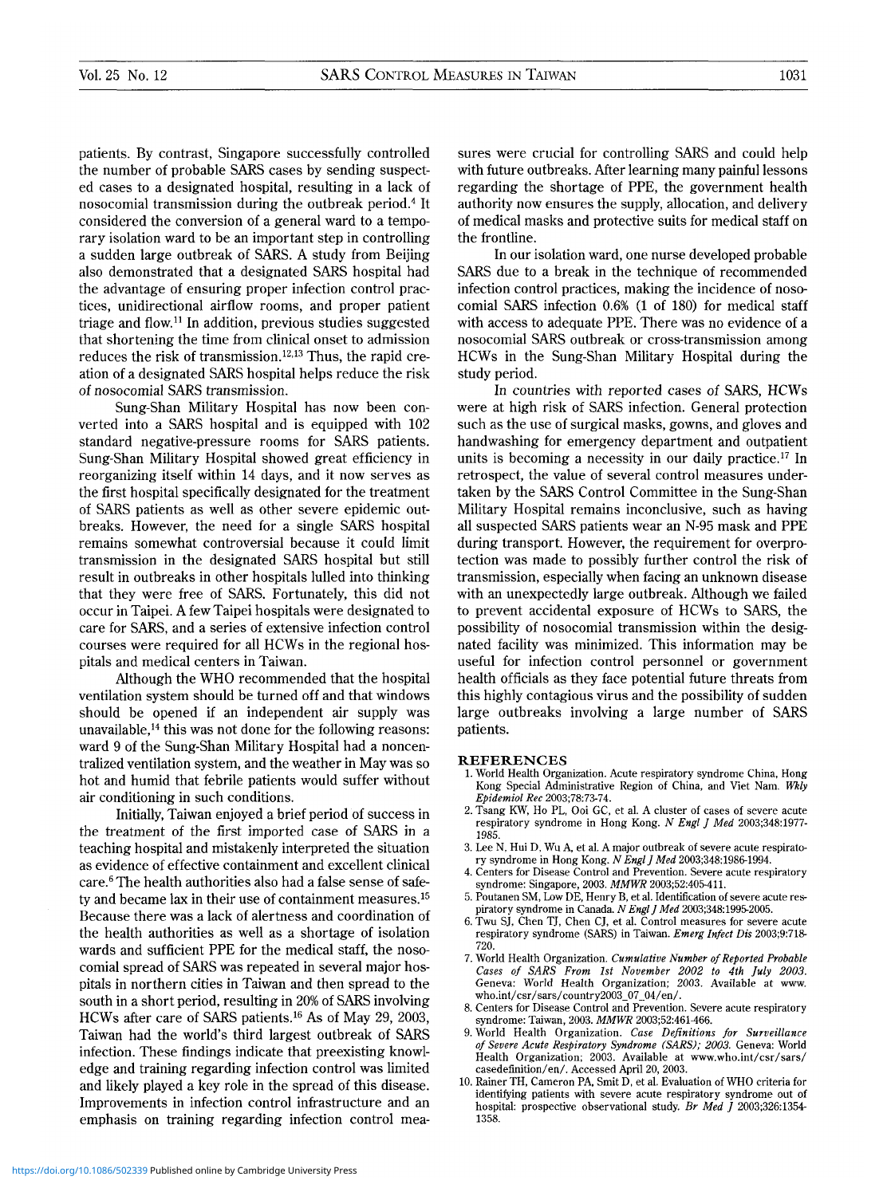patients. By contrast, Singapore successfully controlled the number of probable SARS cases by sending suspected cases to a designated hospital, resulting in a lack of nosocomial transmission during the outbreak period.[4] It considered the conversion of a general ward to a temporary isolation ward to be an important step in controlling a sudden large outbreak of SARS. A study from Beijing also demonstrated that a designated SARS hospital had the advantage of ensuring proper infection control practices, unidirectional airflow rooms, and proper patient triage and flow.[11] In addition, previous studies suggested that shortening the time from clinical onset to admission reduces the risk of transmission.[12,13] Thus, the rapid creation of a designated SARS hospital helps reduce the risk of nosocomial SARS transmission.

Sung-Shan Military Hospital has now been converted into a SARS hospital and is equipped with 102 standard negative-pressure rooms for SARS patients. Sung-Shan Military Hospital showed great efficiency in reorganizing itself within 14 days, and it now serves as the first hospital specifically designated for the treatment of SARS patients as well as other severe epidemic outbreaks. However, the need for a single SARS hospital remains somewhat controversial because it could limit transmission in the designated SARS hospital but still result in outbreaks in other hospitals lulled into thinking that they were free of SARS. Fortunately, this did not occur in Taipei. A few Taipei hospitals were designated to care for SARS, and a series of extensive infection control courses were required for all HCWs in the regional hospitals and medical centers in Taiwan.

Although the WHO recommended that the hospital ventilation system should be turned off and that windows should be opened if an independent air supply was unavailable,[14] this was not done for the following reasons: ward 9 of the Sung-Shan Military Hospital had a noncentralized ventilation system, and the weather in May was so hot and humid that febrile patients would suffer without air conditioning in such conditions.

Initially, Taiwan enjoyed a brief period of success in the treatment of the first imported case of SARS in a teaching hospital and mistakenly interpreted the situation as evidence of effective containment and excellent clinical care.[6] The health authorities also had a false sense of safety and became lax in their use of containment measures.[15] Because there was a lack of alertness and coordination of the health authorities as well as a shortage of isolation wards and sufficient PPE for the medical staff, the nosocomial spread of SARS was repeated in several major hospitals in northern cities in Taiwan and then spread to the south in a short period, resulting in 20% of SARS involving HCWs after care of SARS patients.[16] As of May 29, 2003, Taiwan had the world's third largest outbreak of SARS infection. These findings indicate that preexisting knowledge and training regarding infection control was limited and likely played a key role in the spread of this disease. Improvements in infection control infrastructure and an emphasis on training regarding infection control measures were crucial for controlling SARS and could help with future outbreaks. After learning many painful lessons regarding the shortage of PPE, the government health authority now ensures the supply, allocation, and delivery of medical masks and protective suits for medical staff on the frontline.

In our isolation ward, one nurse developed probable SARS due to a break in the technique of recommended infection control practices, making the incidence of nosocomial SARS infection 0.6% (1 of 180) for medical staff with access to adequate PPE. There was no evidence of a nosocomial SARS outbreak or cross-transmission among HCWs in the Sung-Shan Military Hospital during the study period.

In countries with reported cases of SARS, HCWs were at high risk of SARS infection. General protection such as the use of surgical masks, gowns, and gloves and handwashing for emergency department and outpatient units is becoming a necessity in our daily practice.[17] In retrospect, the value of several control measures undertaken by the SARS Control Committee in the Sung-Shan Military Hospital remains inconclusive, such as having all suspected SARS patients wear an N-95 mask and PPE during transport. However, the requirement for overprotection was made to possibly further control the risk of transmission, especially when facing an unknown disease with an unexpectedly large outbreak. Although we failed to prevent accidental exposure of HCWs to SARS, the possibility of nosocomial transmission within the designated facility was minimized. This information may be useful for infection control personnel or government health officials as they face potential future threats from this highly contagious virus and the possibility of sudden large outbreaks involving a large number of SARS patients.

## REFERENCES

1. World Health Organization. Acute respiratory syndrome China, Hong Kong Special Administrative Region of China, and Viet Nam. *Wkly Epidemiol Rec* 2003;78:73-74.
2. Tsang KW, Ho PL, Ooi GC, et al. A cluster of cases of severe acute respiratory syndrome in Hong Kong. *N Engl J Med* 2003;348:1977-1985.
3. Lee N, Hui D, Wu A, et al. A major outbreak of severe acute respiratory syndrome in Hong Kong. *N Engl J Med* 2003;348:1986-1994.
4. Centers for Disease Control and Prevention. Severe acute respiratory syndrome: Singapore, 2003. *MMWR* 2003;52:405-411.
5. Poutanen SM, Low DE, Henry B, et al. Identification of severe acute respiratory syndrome in Canada. *N Engl J Med* 2003;348:1995-2005.
6. Twu SJ, Chen TJ, Chen CJ, et al. Control measures for severe acute respiratory syndrome (SARS) in Taiwan. *Emerg Infect Dis* 2003;9:718-720.
7. World Health Organization. *Cumulative Number of Reported Probable Cases of SARS From 1st November 2002 to 4th July 2003.* Geneva: World Health Organization; 2003. Available at www.who.int/csr/sars/country2003_07_04/en/.
8. Centers for Disease Control and Prevention. Severe acute respiratory syndrome: Taiwan, 2003. *MMWR* 2003;52:461-466.
9. World Health Organization. *Case Definitions for Surveillance of Severe Acute Respiratory Syndrome (SARS); 2003.* Geneva: World Health Organization; 2003. Available at www.who.int/csr/sars/casedefinition/en/. Accessed April 20, 2003.
10. Rainer TH, Cameron PA, Smit D, et al. Evaluation of WHO criteria for identifying patients with severe acute respiratory syndrome out of hospital: prospective observational study. *Br Med J* 2003;326:1354-1358.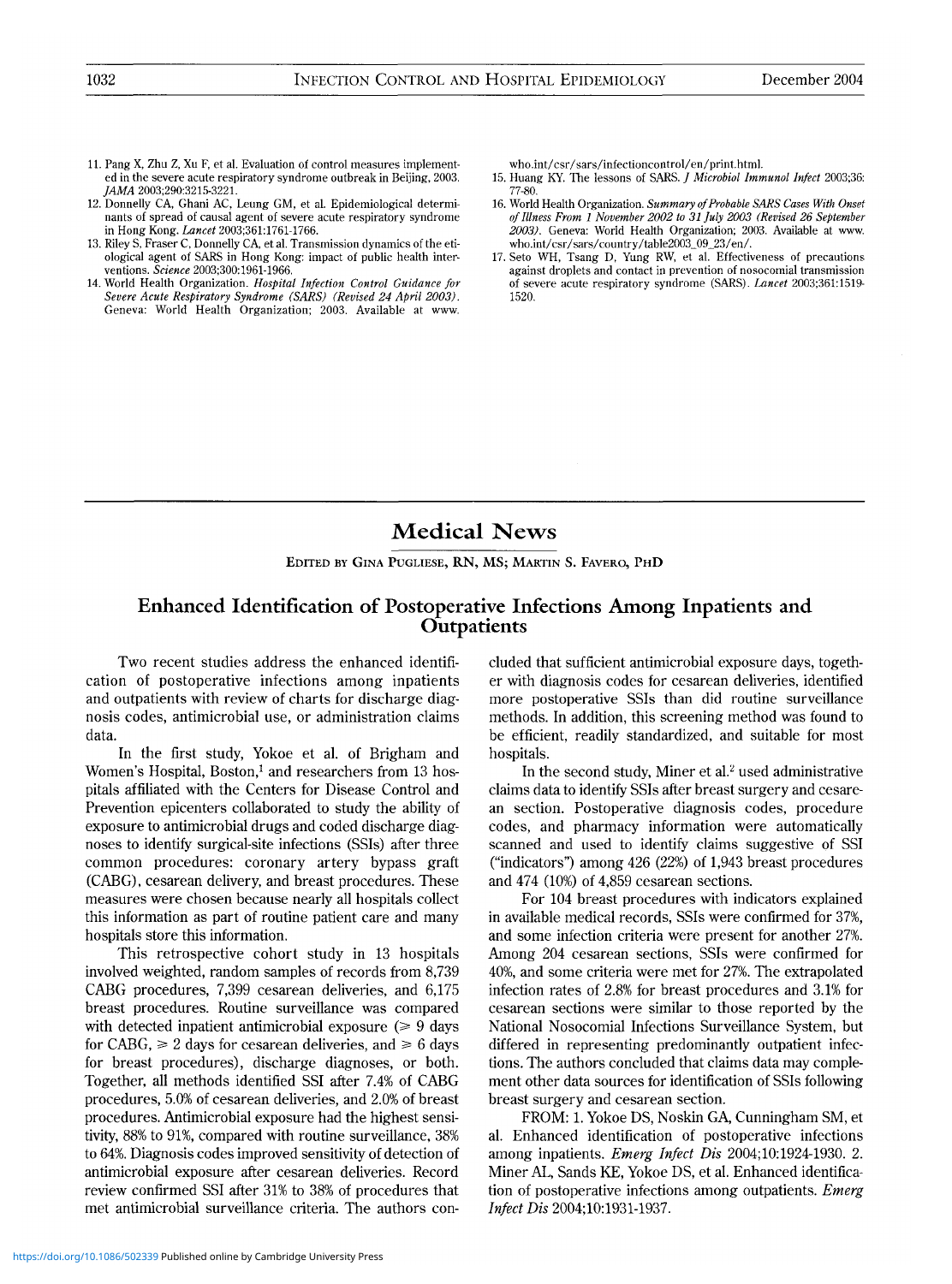11. Pang X, Zhu Z, Xu F, et al. Evaluation of control measures implemented in the severe acute respiratory syndrome outbreak in Beijing, 2003. *JAMA* 2003;290:3215-3221.
12. Donnelly CA, Ghani AC, Leung GM, et al. Epidemiological determinants of spread of causal agent of severe acute respiratory syndrome in Hong Kong. *Lancet* 2003;361:1761-1766.
13. Riley S, Fraser C, Donnelly CA, et al. Transmission dynamics of the etiological agent of SARS in Hong Kong: impact of public health interventions. *Science* 2003;300:1961-1966.
14. World Health Organization. *Hospital Infection Control Guidance for Severe Acute Respiratory Syndrome (SARS) (Revised 24 April 2003)*. Geneva: World Health Organization; 2003. Available at www.who.int/csr/sars/infectioncontrol/en/print.html.
15. Huang KY. The lessons of SARS. *J Microbiol Immunol Infect* 2003;36:77-80.
16. World Health Organization. *Summary of Probable SARS Cases With Onset of Illness From 1 November 2002 to 31 July 2003 (Revised 26 September 2003)*. Geneva: World Health Organization; 2003. Available at www.who.int/csr/sars/country/table2003_09_23/en/.
17. Seto WH, Tsang D, Yung RW, et al. Effectiveness of precautions against droplets and contact in prevention of nosocomial transmission of severe acute respiratory syndrome (SARS). *Lancet* 2003;361:1519-1520.

# Medical News

EDITED BY GINA PUGLIESE, RN, MS; MARTIN S. FAVERO, PHD

## Enhanced Identification of Postoperative Infections Among Inpatients and Outpatients

Two recent studies address the enhanced identification of postoperative infections among inpatients and outpatients with review of charts for discharge diagnosis codes, antimicrobial use, or administration claims data.

In the first study, Yokoe et al. of Brigham and Women's Hospital, Boston,[1] and researchers from 13 hospitals affiliated with the Centers for Disease Control and Prevention epicenters collaborated to study the ability of exposure to antimicrobial drugs and coded discharge diagnoses to identify surgical-site infections (SSIs) after three common procedures: coronary artery bypass graft (CABG), cesarean delivery, and breast procedures. These measures were chosen because nearly all hospitals collect this information as part of routine patient care and many hospitals store this information.

This retrospective cohort study in 13 hospitals involved weighted, random samples of records from 8,739 CABG procedures, 7,399 cesarean deliveries, and 6,175 breast procedures. Routine surveillance was compared with detected inpatient antimicrobial exposure ($\geq$ 9 days for CABG, $\geq$ 2 days for cesarean deliveries, and $\geq$ 6 days for breast procedures), discharge diagnoses, or both. Together, all methods identified SSI after 7.4% of CABG procedures, 5.0% of cesarean deliveries, and 2.0% of breast procedures. Antimicrobial exposure had the highest sensitivity, 88% to 91%, compared with routine surveillance, 38% to 64%. Diagnosis codes improved sensitivity of detection of antimicrobial exposure after cesarean deliveries. Record review confirmed SSI after 31% to 38% of procedures that met antimicrobial surveillance criteria. The authors concluded that sufficient antimicrobial exposure days, together with diagnosis codes for cesarean deliveries, identified more postoperative SSIs than did routine surveillance methods. In addition, this screening method was found to be efficient, readily standardized, and suitable for most hospitals.

In the second study, Miner et al.[2] used administrative claims data to identify SSIs after breast surgery and cesarean section. Postoperative diagnosis codes, procedure codes, and pharmacy information were automatically scanned and used to identify claims suggestive of SSI ("indicators") among 426 (22%) of 1,943 breast procedures and 474 (10%) of 4,859 cesarean sections.

For 104 breast procedures with indicators explained in available medical records, SSIs were confirmed for 37%, and some infection criteria were present for another 27%. Among 204 cesarean sections, SSIs were confirmed for 40%, and some criteria were met for 27%. The extrapolated infection rates of 2.8% for breast procedures and 3.1% for cesarean sections were similar to those reported by the National Nosocomial Infections Surveillance System, but differed in representing predominantly outpatient infections. The authors concluded that claims data may complement other data sources for identification of SSIs following breast surgery and cesarean section.

FROM: 1. Yokoe DS, Noskin GA, Cunningham SM, et al. Enhanced identification of postoperative infections among inpatients. *Emerg Infect Dis* 2004;10:1924-1930. 2. Miner AL, Sands KE, Yokoe DS, et al. Enhanced identification of postoperative infections among outpatients. *Emerg Infect Dis* 2004;10:1931-1937.